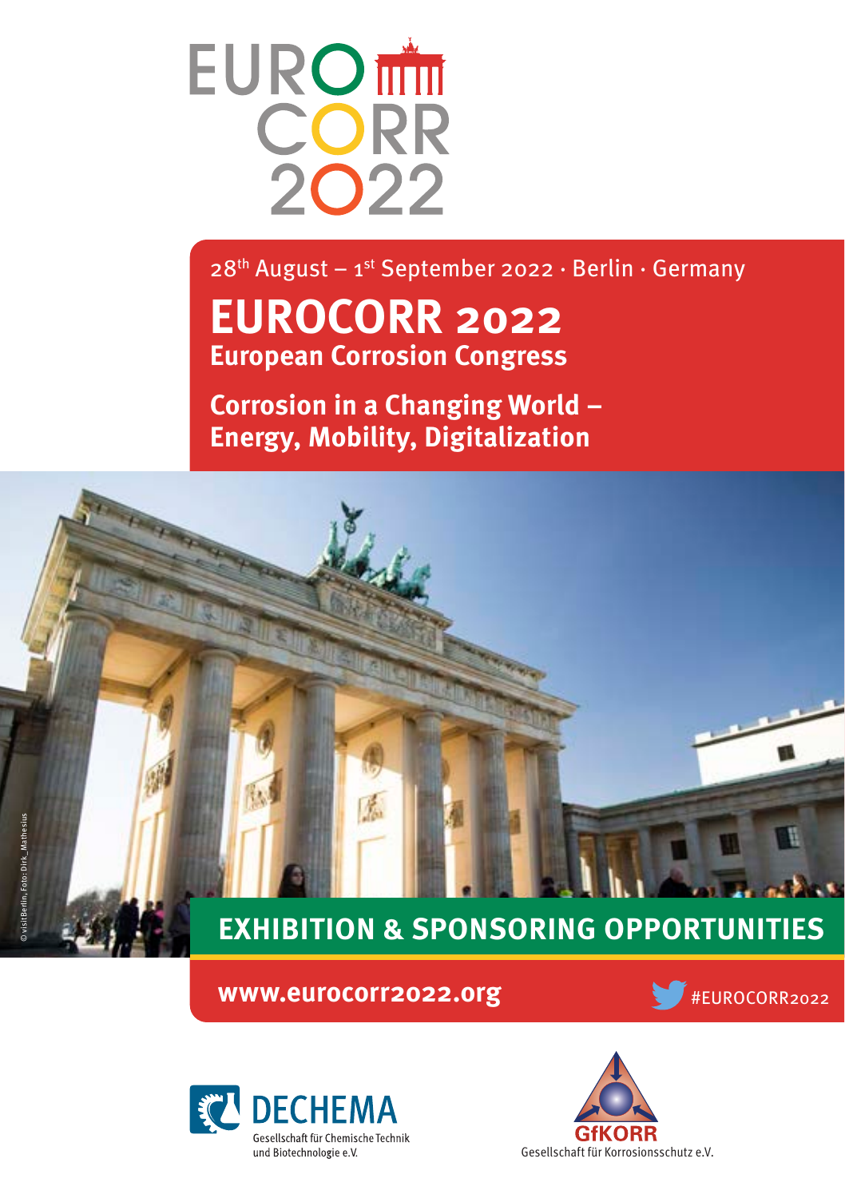# EURO CORR 2022

28th August – 1st September 2022 · Berlin · Germany

# EUROCORR 2022

## European Corrosion Congress

## Corrosion in a Changing World – Energy, Mobility, Digitalization

© visitBerlin, Foto: Dirk_Mathesius

## EXHIBITION & SPONSORING OPPORTUNITIES

**www.eurocorr2022.org**

#EUROCORR2022

DECHEMA
Gesellschaft für Chemische Technik und Biotechnologie e.V.

GfKORR
Gesellschaft für Korrosionsschutz e.V.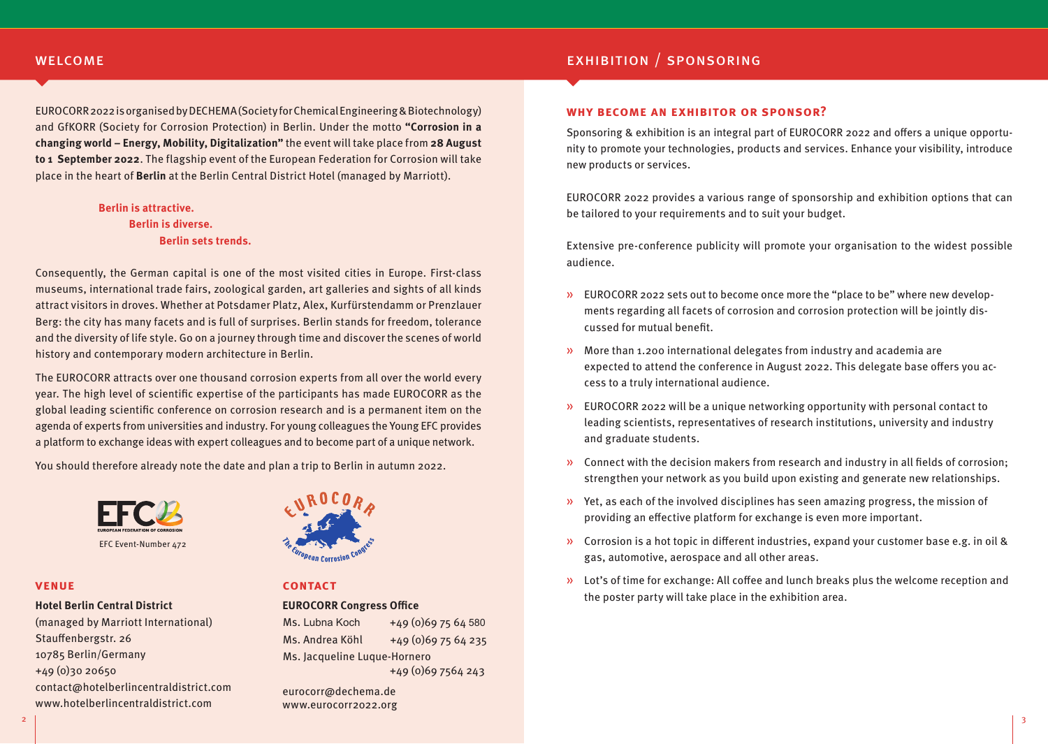## WELCOME

EUROCORR 2022 is organised by DECHEMA (Society for Chemical Engineering & Biotechnology) and GfKORR (Society for Corrosion Protection) in Berlin. Under the motto **"Corrosion in a changing world – Energy, Mobility, Digitalization"** the event will take place from **28 August to 1 September 2022**. The flagship event of the European Federation for Corrosion will take place in the heart of **Berlin** at the Berlin Central District Hotel (managed by Marriott).

**Berlin is attractive.**
**Berlin is diverse.**
**Berlin sets trends.**

Consequently, the German capital is one of the most visited cities in Europe. First-class museums, international trade fairs, zoological garden, art galleries and sights of all kinds attract visitors in droves. Whether at Potsdamer Platz, Alex, Kurfürstendamm or Prenzlauer Berg: the city has many facets and is full of surprises. Berlin stands for freedom, tolerance and the diversity of life style. Go on a journey through time and discover the scenes of world history and contemporary modern architecture in Berlin.

The EUROCORR attracts over one thousand corrosion experts from all over the world every year. The high level of scientific expertise of the participants has made EUROCORR as the global leading scientific conference on corrosion research and is a permanent item on the agenda of experts from universities and industry. For young colleagues the Young EFC provides a platform to exchange ideas with expert colleagues and to become part of a unique network.

You should therefore already note the date and plan a trip to Berlin in autumn 2022.

EFC Event-Number 472

### VENUE

**Hotel Berlin Central District**
(managed by Marriott International)
Stauffenbergstr. 26
10785 Berlin/Germany
+49 (0)30 20650
contact@hotelberlincentraldistrict.com
www.hotelberlincentraldistrict.com

### CONTACT

**EUROCORR Congress Office**
Ms. Lubna Koch +49 (0)69 75 64 580
Ms. Andrea Köhl +49 (0)69 75 64 235
Ms. Jacqueline Luque-Hornero +49 (0)69 7564 243

eurocorr@dechema.de
www.eurocorr2022.org

## EXHIBITION / SPONSORING

### WHY BECOME AN EXHIBITOR OR SPONSOR?

Sponsoring & exhibition is an integral part of EUROCORR 2022 and offers a unique opportunity to promote your technologies, products and services. Enhance your visibility, introduce new products or services.

EUROCORR 2022 provides a various range of sponsorship and exhibition options that can be tailored to your requirements and to suit your budget.

Extensive pre-conference publicity will promote your organisation to the widest possible audience.

- EUROCORR 2022 sets out to become once more the "place to be" where new developments regarding all facets of corrosion and corrosion protection will be jointly discussed for mutual benefit.
- More than 1.200 international delegates from industry and academia are expected to attend the conference in August 2022. This delegate base offers you access to a truly international audience.
- EUROCORR 2022 will be a unique networking opportunity with personal contact to leading scientists, representatives of research institutions, university and industry and graduate students.
- Connect with the decision makers from research and industry in all fields of corrosion; strengthen your network as you build upon existing and generate new relationships.
- Yet, as each of the involved disciplines has seen amazing progress, the mission of providing an effective platform for exchange is even more important.
- Corrosion is a hot topic in different industries, expand your customer base e.g. in oil & gas, automotive, aerospace and all other areas.
- Lot's of time for exchange: All coffee and lunch breaks plus the welcome reception and the poster party will take place in the exhibition area.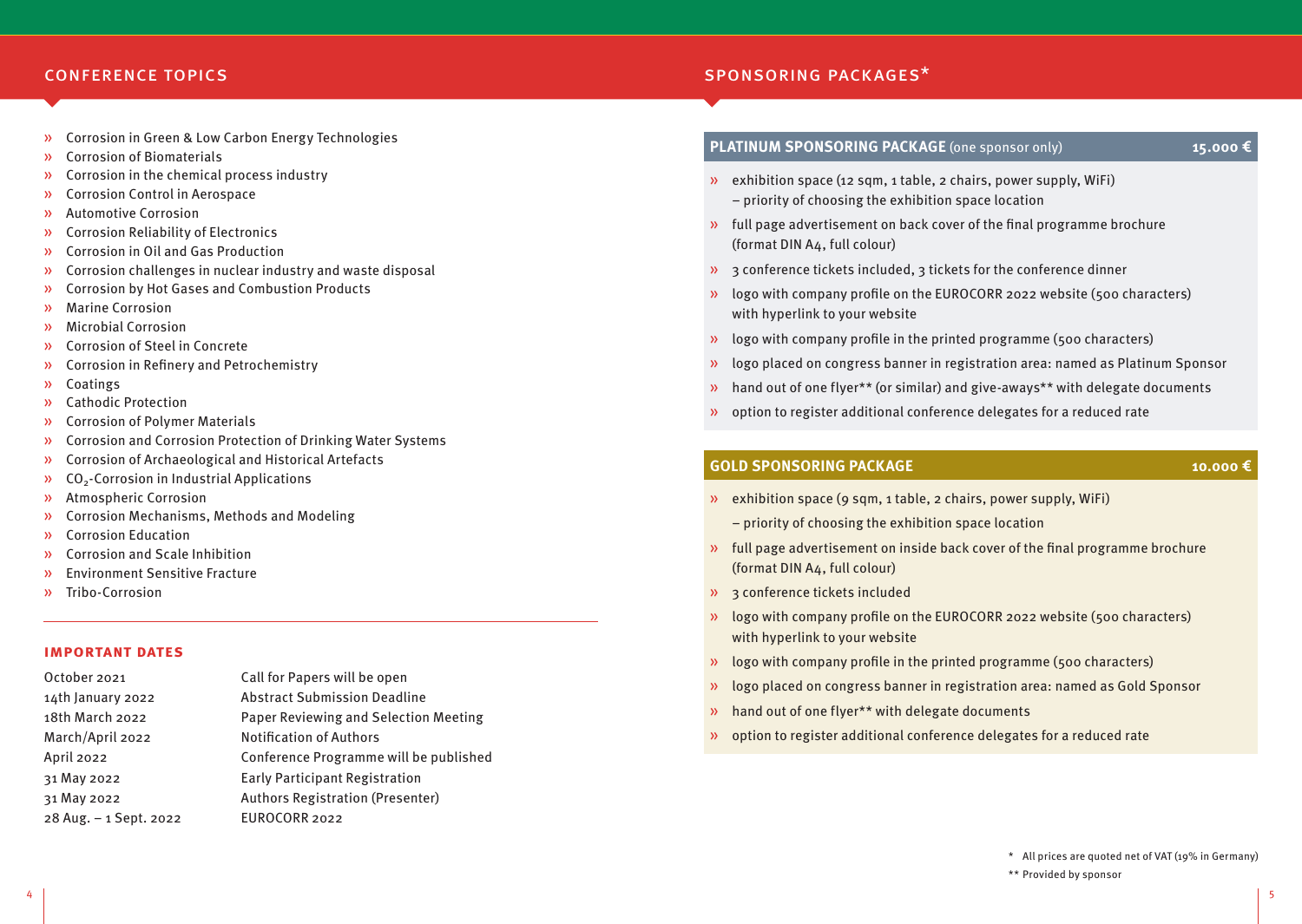## CONFERENCE TOPICS

- Corrosion in Green & Low Carbon Energy Technologies
- Corrosion of Biomaterials
- Corrosion in the chemical process industry
- Corrosion Control in Aerospace
- Automotive Corrosion
- Corrosion Reliability of Electronics
- Corrosion in Oil and Gas Production
- Corrosion challenges in nuclear industry and waste disposal
- Corrosion by Hot Gases and Combustion Products
- Marine Corrosion
- Microbial Corrosion
- Corrosion of Steel in Concrete
- Corrosion in Refinery and Petrochemistry
- Coatings
- Cathodic Protection
- Corrosion of Polymer Materials
- Corrosion and Corrosion Protection of Drinking Water Systems
- Corrosion of Archaeological and Historical Artefacts
- $CO_2$-Corrosion in Industrial Applications
- Atmospheric Corrosion
- Corrosion Mechanisms, Methods and Modeling
- Corrosion Education
- Corrosion and Scale Inhibition
- Environment Sensitive Fracture
- Tribo-Corrosion

### IMPORTANT DATES

| | |
|---|---|
| October 2021 | Call for Papers will be open |
| 14th January 2022 | Abstract Submission Deadline |
| 18th March 2022 | Paper Reviewing and Selection Meeting |
| March/April 2022 | Notification of Authors |
| April 2022 | Conference Programme will be published |
| 31 May 2022 | Early Participant Registration |
| 31 May 2022 | Authors Registration (Presenter) |
| 28 Aug. – 1 Sept. 2022 | EUROCORR 2022 |

## SPONSORING PACKAGES*

### PLATINUM SPONSORING PACKAGE (one sponsor only) 15.000 €

- exhibition space (12 sqm, 1 table, 2 chairs, power supply, WiFi) – priority of choosing the exhibition space location
- full page advertisement on back cover of the final programme brochure (format DIN A4, full colour)
- 3 conference tickets included, 3 tickets for the conference dinner
- logo with company profile on the EUROCORR 2022 website (500 characters) with hyperlink to your website
- logo with company profile in the printed programme (500 characters)
- logo placed on congress banner in registration area: named as Platinum Sponsor
- hand out of one flyer** (or similar) and give-aways** with delegate documents
- option to register additional conference delegates for a reduced rate

### GOLD SPONSORING PACKAGE 10.000 €

- exhibition space (9 sqm, 1 table, 2 chairs, power supply, WiFi) – priority of choosing the exhibition space location
- full page advertisement on inside back cover of the final programme brochure (format DIN A4, full colour)
- 3 conference tickets included
- logo with company profile on the EUROCORR 2022 website (500 characters) with hyperlink to your website
- logo with company profile in the printed programme (500 characters)
- logo placed on congress banner in registration area: named as Gold Sponsor
- hand out of one flyer** with delegate documents
- option to register additional conference delegates for a reduced rate

\* All prices are quoted net of VAT (19% in Germany)
** Provided by sponsor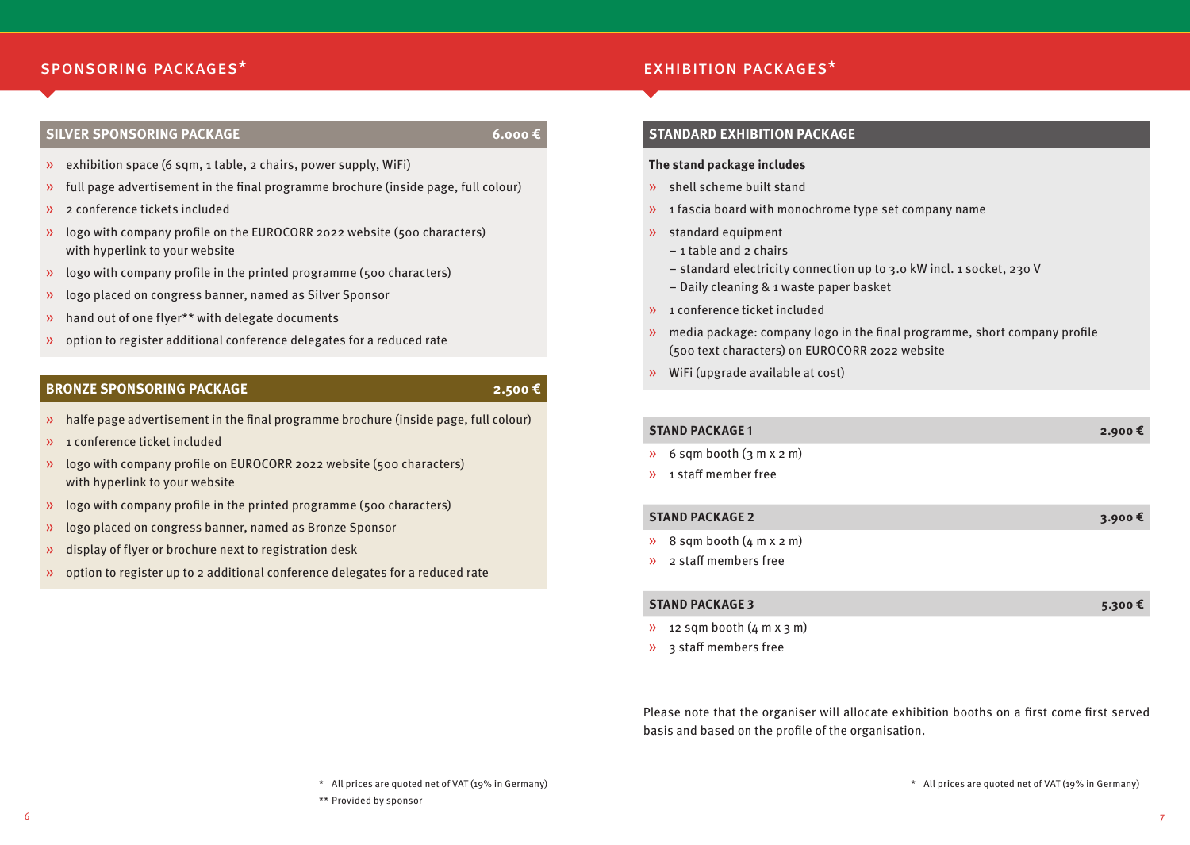## SPONSORING PACKAGES*

### SILVER SPONSORING PACKAGE — 6.000 €

- exhibition space (6 sqm, 1 table, 2 chairs, power supply, WiFi)
- full page advertisement in the final programme brochure (inside page, full colour)
- 2 conference tickets included
- logo with company profile on the EUROCORR 2022 website (500 characters) with hyperlink to your website
- logo with company profile in the printed programme (500 characters)
- logo placed on congress banner, named as Silver Sponsor
- hand out of one flyer** with delegate documents
- option to register additional conference delegates for a reduced rate

### BRONZE SPONSORING PACKAGE — 2.500 €

- halfe page advertisement in the final programme brochure (inside page, full colour)
- 1 conference ticket included
- logo with company profile on EUROCORR 2022 website (500 characters) with hyperlink to your website
- logo with company profile in the printed programme (500 characters)
- logo placed on congress banner, named as Bronze Sponsor
- display of flyer or brochure next to registration desk
- option to register up to 2 additional conference delegates for a reduced rate

\* All prices are quoted net of VAT (19% in Germany)
** Provided by sponsor

## EXHIBITION PACKAGES*

### STANDARD EXHIBITION PACKAGE

**The stand package includes**

- shell scheme built stand
- 1 fascia board with monochrome type set company name
- standard equipment
  - 1 table and 2 chairs
  - standard electricity connection up to 3.0 kW incl. 1 socket, 230 V
  - Daily cleaning & 1 waste paper basket
- 1 conference ticket included
- media package: company logo in the final programme, short company profile (500 text characters) on EUROCORR 2022 website
- WiFi (upgrade available at cost)

### STAND PACKAGE 1 — 2.900 €

- 6 sqm booth (3 m x 2 m)
- 1 staff member free

### STAND PACKAGE 2 — 3.900 €

- 8 sqm booth (4 m x 2 m)
- 2 staff members free

### STAND PACKAGE 3 — 5.300 €

- 12 sqm booth (4 m x 3 m)
- 3 staff members free

Please note that the organiser will allocate exhibition booths on a first come first served basis and based on the profile of the organisation.

\* All prices are quoted net of VAT (19% in Germany)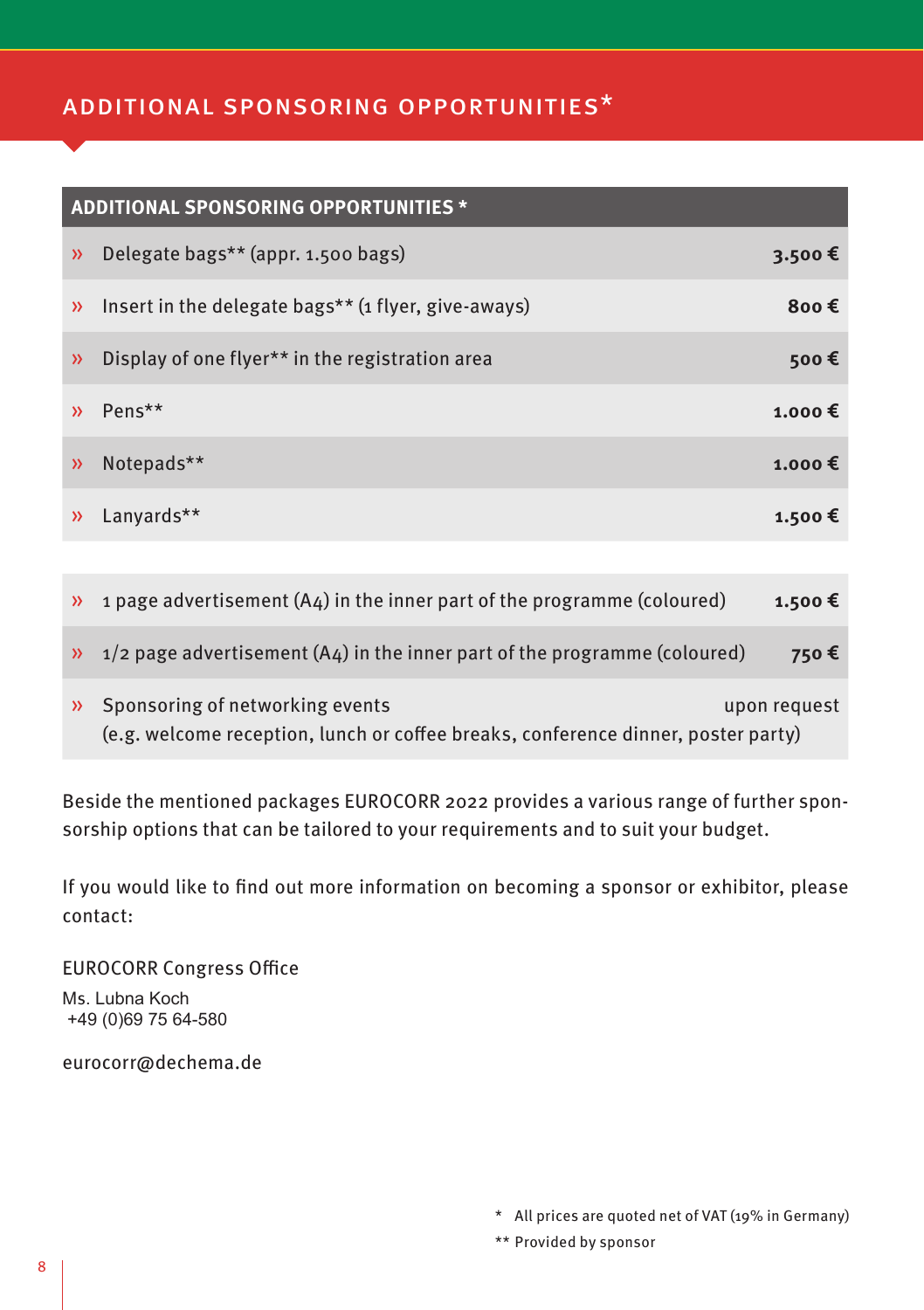# ADDITIONAL SPONSORING OPPORTUNITIES*

| ADDITIONAL SPONSORING OPPORTUNITIES * | |
|---|---|
| » Delegate bags** (appr. 1.500 bags) | **3.500 €** |
| » Insert in the delegate bags** (1 flyer, give-aways) | **800 €** |
| » Display of one flyer** in the registration area | **500 €** |
| » Pens** | **1.000 €** |
| » Notepads** | **1.000 €** |
| » Lanyards** | **1.500 €** |

| | |
|---|---|
| » 1 page advertisement (A4) in the inner part of the programme (coloured) | **1.500 €** |
| » 1/2 page advertisement (A4) in the inner part of the programme (coloured) | **750 €** |
| » Sponsoring of networking events (e.g. welcome reception, lunch or coffee breaks, conference dinner, poster party) | upon request |

Beside the mentioned packages EUROCORR 2022 provides a various range of further sponsorship options that can be tailored to your requirements and to suit your budget.

If you would like to find out more information on becoming a sponsor or exhibitor, please contact:

EUROCORR Congress Office
Ms. Lubna Koch
+49 (0)69 75 64-580

eurocorr@dechema.de

\* All prices are quoted net of VAT (19% in Germany)
** Provided by sponsor